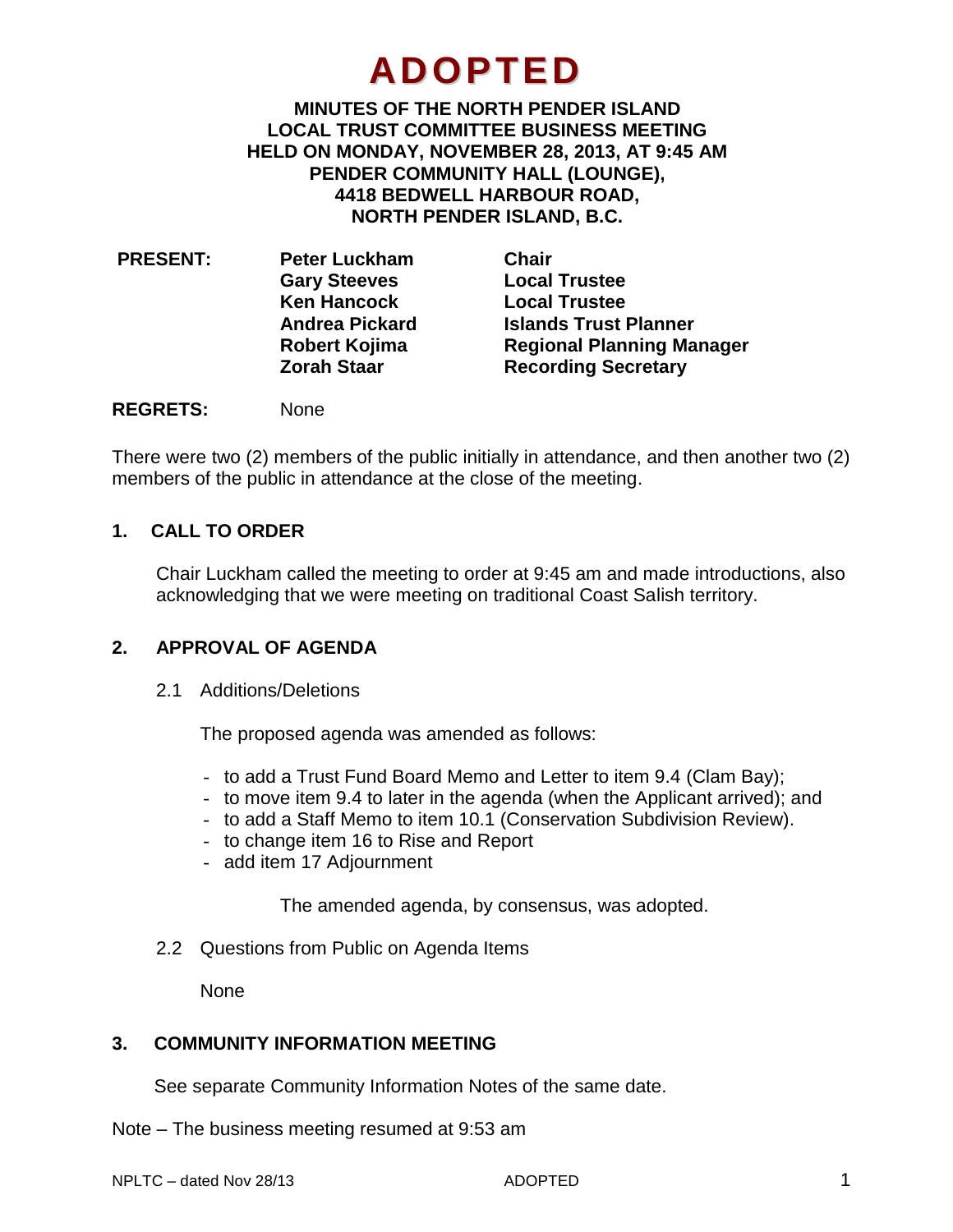# ADOPTED

**MINUTES OF THE NORTH PENDER ISLAND LOCAL TRUST COMMITTEE BUSINESS MEETING HELD ON MONDAY, NOVEMBER 28, 2013, AT 9:45 AM PENDER COMMUNITY HALL (LOUNGE), 4418 BEDWELL HARBOUR ROAD, NORTH PENDER ISLAND, B.C.**

| **PRESENT:** | **Peter Luckham** | **Chair** |
|---|---|---|
| | **Gary Steeves** | **Local Trustee** |
| | **Ken Hancock** | **Local Trustee** |
| | **Andrea Pickard** | **Islands Trust Planner** |
| | **Robert Kojima** | **Regional Planning Manager** |
| | **Zorah Staar** | **Recording Secretary** |

**REGRETS:** None

There were two (2) members of the public initially in attendance, and then another two (2) members of the public in attendance at the close of the meeting.

## 1. CALL TO ORDER

Chair Luckham called the meeting to order at 9:45 am and made introductions, also acknowledging that we were meeting on traditional Coast Salish territory.

## 2. APPROVAL OF AGENDA

2.1 Additions/Deletions

The proposed agenda was amended as follows:

- to add a Trust Fund Board Memo and Letter to item 9.4 (Clam Bay);
- to move item 9.4 to later in the agenda (when the Applicant arrived); and
- to add a Staff Memo to item 10.1 (Conservation Subdivision Review).
- to change item 16 to Rise and Report
- add item 17 Adjournment

The amended agenda, by consensus, was adopted.

2.2 Questions from Public on Agenda Items

None

## 3. COMMUNITY INFORMATION MEETING

See separate Community Information Notes of the same date.

Note – The business meeting resumed at 9:53 am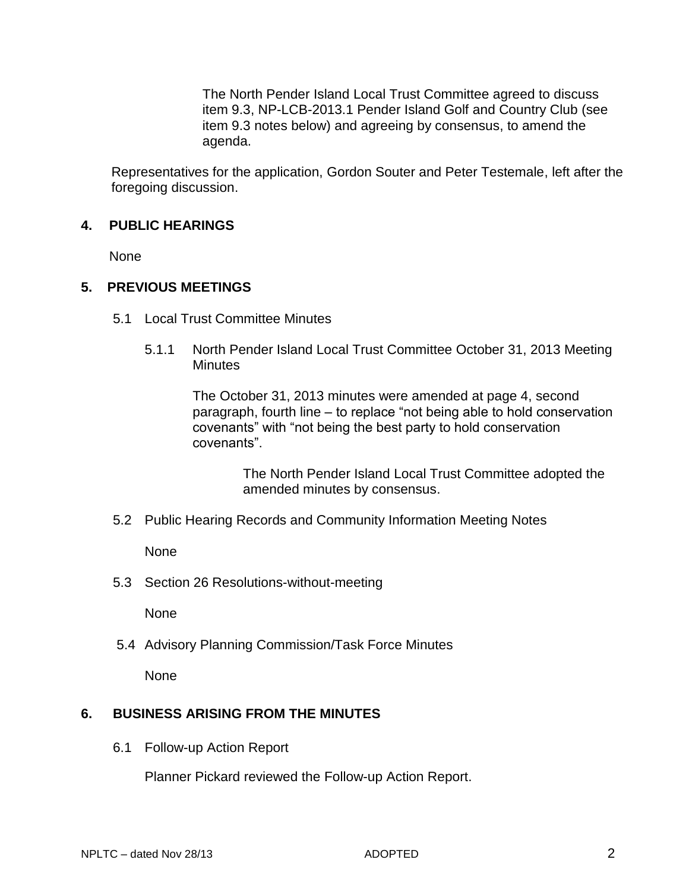The North Pender Island Local Trust Committee agreed to discuss item 9.3, NP-LCB-2013.1 Pender Island Golf and Country Club (see item 9.3 notes below) and agreeing by consensus, to amend the agenda.

Representatives for the application, Gordon Souter and Peter Testemale, left after the foregoing discussion.

## 4. PUBLIC HEARINGS

None

## 5. PREVIOUS MEETINGS

5.1 Local Trust Committee Minutes

5.1.1 North Pender Island Local Trust Committee October 31, 2013 Meeting Minutes

The October 31, 2013 minutes were amended at page 4, second paragraph, fourth line – to replace "not being able to hold conservation covenants" with "not being the best party to hold conservation covenants".

> The North Pender Island Local Trust Committee adopted the amended minutes by consensus.

5.2 Public Hearing Records and Community Information Meeting Notes

None

5.3 Section 26 Resolutions-without-meeting

None

5.4 Advisory Planning Commission/Task Force Minutes

None

## 6. BUSINESS ARISING FROM THE MINUTES

6.1 Follow-up Action Report

Planner Pickard reviewed the Follow-up Action Report.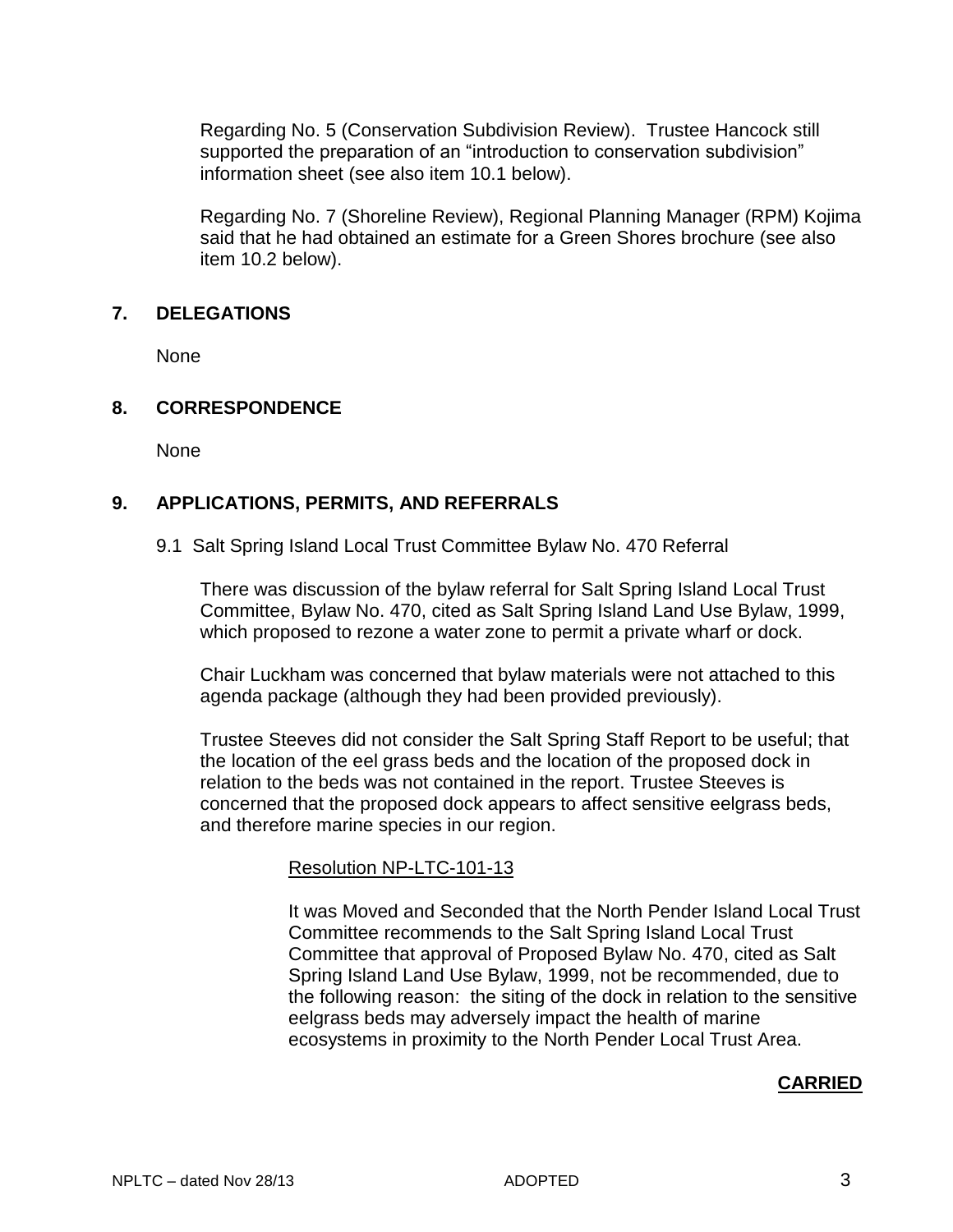Regarding No. 5 (Conservation Subdivision Review). Trustee Hancock still supported the preparation of an "introduction to conservation subdivision" information sheet (see also item 10.1 below).

Regarding No. 7 (Shoreline Review), Regional Planning Manager (RPM) Kojima said that he had obtained an estimate for a Green Shores brochure (see also item 10.2 below).

## 7. DELEGATIONS

None

## 8. CORRESPONDENCE

None

## 9. APPLICATIONS, PERMITS, AND REFERRALS

### 9.1 Salt Spring Island Local Trust Committee Bylaw No. 470 Referral

There was discussion of the bylaw referral for Salt Spring Island Local Trust Committee, Bylaw No. 470, cited as Salt Spring Island Land Use Bylaw, 1999, which proposed to rezone a water zone to permit a private wharf or dock.

Chair Luckham was concerned that bylaw materials were not attached to this agenda package (although they had been provided previously).

Trustee Steeves did not consider the Salt Spring Staff Report to be useful; that the location of the eel grass beds and the location of the proposed dock in relation to the beds was not contained in the report. Trustee Steeves is concerned that the proposed dock appears to affect sensitive eelgrass beds, and therefore marine species in our region.

Resolution NP-LTC-101-13

It was Moved and Seconded that the North Pender Island Local Trust Committee recommends to the Salt Spring Island Local Trust Committee that approval of Proposed Bylaw No. 470, cited as Salt Spring Island Land Use Bylaw, 1999, not be recommended, due to the following reason: the siting of the dock in relation to the sensitive eelgrass beds may adversely impact the health of marine ecosystems in proximity to the North Pender Local Trust Area.

**CARRIED**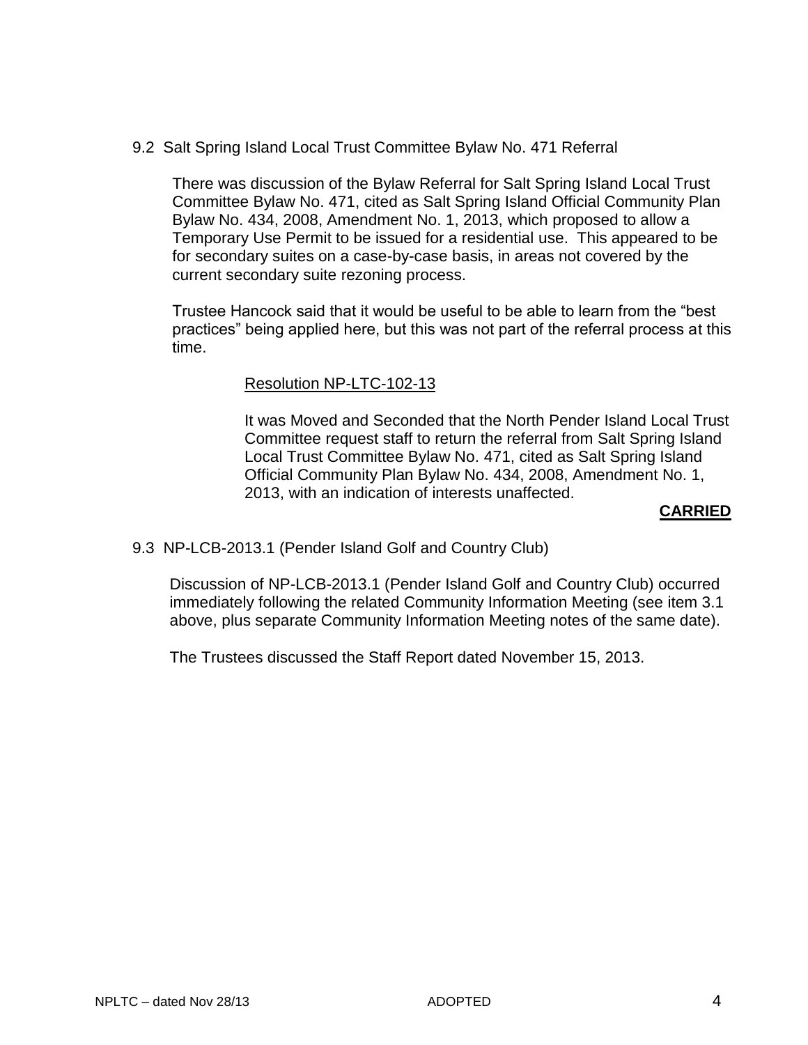### 9.2 Salt Spring Island Local Trust Committee Bylaw No. 471 Referral

There was discussion of the Bylaw Referral for Salt Spring Island Local Trust Committee Bylaw No. 471, cited as Salt Spring Island Official Community Plan Bylaw No. 434, 2008, Amendment No. 1, 2013, which proposed to allow a Temporary Use Permit to be issued for a residential use. This appeared to be for secondary suites on a case-by-case basis, in areas not covered by the current secondary suite rezoning process.

Trustee Hancock said that it would be useful to be able to learn from the “best practices” being applied here, but this was not part of the referral process at this time.

Resolution NP-LTC-102-13

It was Moved and Seconded that the North Pender Island Local Trust Committee request staff to return the referral from Salt Spring Island Local Trust Committee Bylaw No. 471, cited as Salt Spring Island Official Community Plan Bylaw No. 434, 2008, Amendment No. 1, 2013, with an indication of interests unaffected.

**CARRIED**

### 9.3 NP-LCB-2013.1 (Pender Island Golf and Country Club)

Discussion of NP-LCB-2013.1 (Pender Island Golf and Country Club) occurred immediately following the related Community Information Meeting (see item 3.1 above, plus separate Community Information Meeting notes of the same date).

The Trustees discussed the Staff Report dated November 15, 2013.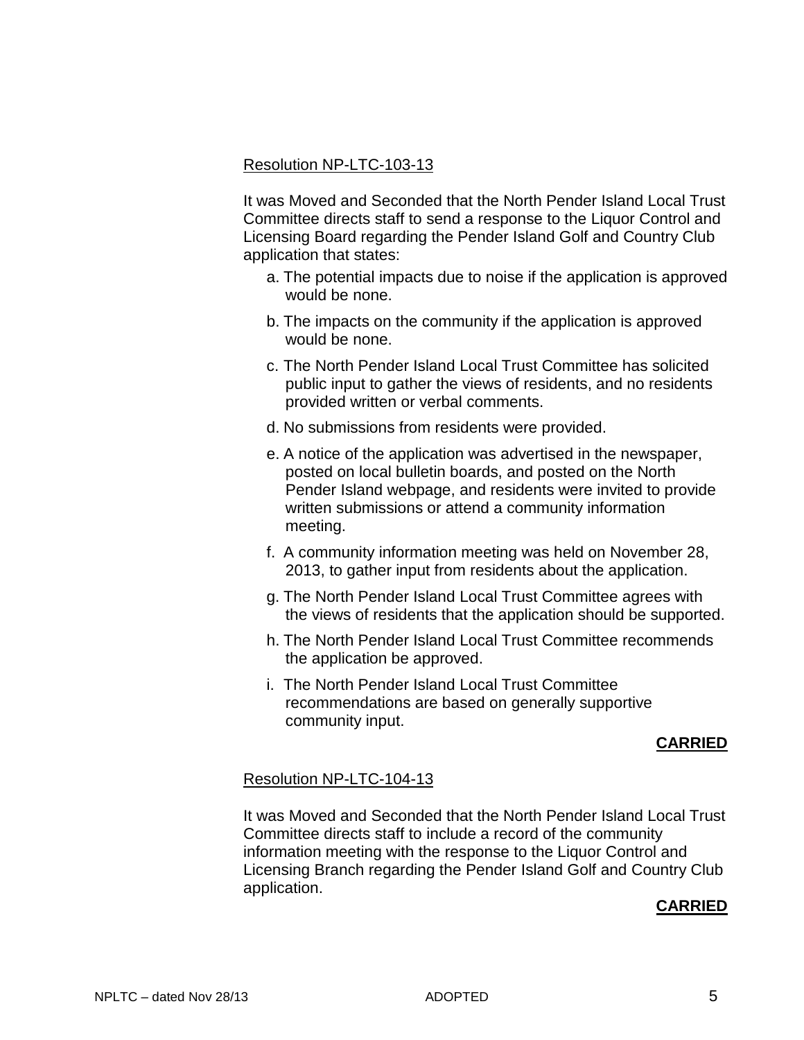Resolution NP-LTC-103-13

It was Moved and Seconded that the North Pender Island Local Trust Committee directs staff to send a response to the Liquor Control and Licensing Board regarding the Pender Island Golf and Country Club application that states:

a. The potential impacts due to noise if the application is approved would be none.

b. The impacts on the community if the application is approved would be none.

c. The North Pender Island Local Trust Committee has solicited public input to gather the views of residents, and no residents provided written or verbal comments.

d. No submissions from residents were provided.

e. A notice of the application was advertised in the newspaper, posted on local bulletin boards, and posted on the North Pender Island webpage, and residents were invited to provide written submissions or attend a community information meeting.

f. A community information meeting was held on November 28, 2013, to gather input from residents about the application.

g. The North Pender Island Local Trust Committee agrees with the views of residents that the application should be supported.

h. The North Pender Island Local Trust Committee recommends the application be approved.

i. The North Pender Island Local Trust Committee recommendations are based on generally supportive community input.

**CARRIED**

Resolution NP-LTC-104-13

It was Moved and Seconded that the North Pender Island Local Trust Committee directs staff to include a record of the community information meeting with the response to the Liquor Control and Licensing Branch regarding the Pender Island Golf and Country Club application.

**CARRIED**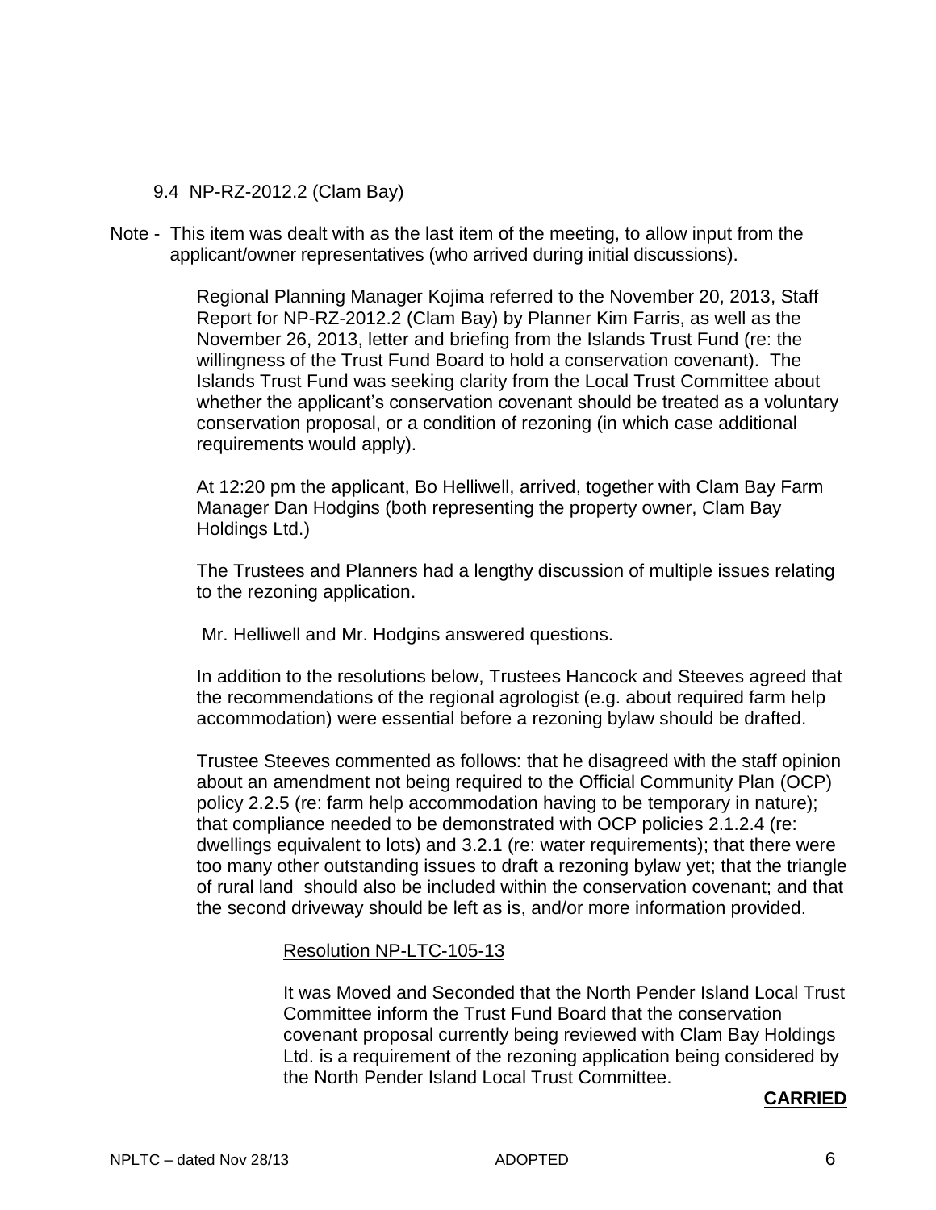9.4 NP-RZ-2012.2 (Clam Bay)

Note - This item was dealt with as the last item of the meeting, to allow input from the applicant/owner representatives (who arrived during initial discussions).

Regional Planning Manager Kojima referred to the November 20, 2013, Staff Report for NP-RZ-2012.2 (Clam Bay) by Planner Kim Farris, as well as the November 26, 2013, letter and briefing from the Islands Trust Fund (re: the willingness of the Trust Fund Board to hold a conservation covenant). The Islands Trust Fund was seeking clarity from the Local Trust Committee about whether the applicant's conservation covenant should be treated as a voluntary conservation proposal, or a condition of rezoning (in which case additional requirements would apply).

At 12:20 pm the applicant, Bo Helliwell, arrived, together with Clam Bay Farm Manager Dan Hodgins (both representing the property owner, Clam Bay Holdings Ltd.)

The Trustees and Planners had a lengthy discussion of multiple issues relating to the rezoning application.

Mr. Helliwell and Mr. Hodgins answered questions.

In addition to the resolutions below, Trustees Hancock and Steeves agreed that the recommendations of the regional agrologist (e.g. about required farm help accommodation) were essential before a rezoning bylaw should be drafted.

Trustee Steeves commented as follows: that he disagreed with the staff opinion about an amendment not being required to the Official Community Plan (OCP) policy 2.2.5 (re: farm help accommodation having to be temporary in nature); that compliance needed to be demonstrated with OCP policies 2.1.2.4 (re: dwellings equivalent to lots) and 3.2.1 (re: water requirements); that there were too many other outstanding issues to draft a rezoning bylaw yet; that the triangle of rural land should also be included within the conservation covenant; and that the second driveway should be left as is, and/or more information provided.

Resolution NP-LTC-105-13

It was Moved and Seconded that the North Pender Island Local Trust Committee inform the Trust Fund Board that the conservation covenant proposal currently being reviewed with Clam Bay Holdings Ltd. is a requirement of the rezoning application being considered by the North Pender Island Local Trust Committee.

**CARRIED**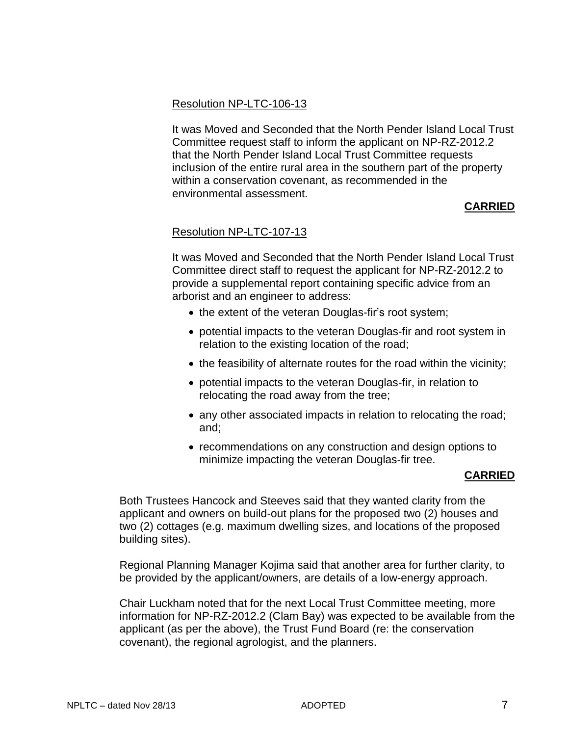Resolution NP-LTC-106-13

It was Moved and Seconded that the North Pender Island Local Trust Committee request staff to inform the applicant on NP-RZ-2012.2 that the North Pender Island Local Trust Committee requests inclusion of the entire rural area in the southern part of the property within a conservation covenant, as recommended in the environmental assessment.

**CARRIED**

Resolution NP-LTC-107-13

It was Moved and Seconded that the North Pender Island Local Trust Committee direct staff to request the applicant for NP-RZ-2012.2 to provide a supplemental report containing specific advice from an arborist and an engineer to address:

- the extent of the veteran Douglas-fir's root system;
- potential impacts to the veteran Douglas-fir and root system in relation to the existing location of the road;
- the feasibility of alternate routes for the road within the vicinity;
- potential impacts to the veteran Douglas-fir, in relation to relocating the road away from the tree;
- any other associated impacts in relation to relocating the road; and;
- recommendations on any construction and design options to minimize impacting the veteran Douglas-fir tree.

**CARRIED**

Both Trustees Hancock and Steeves said that they wanted clarity from the applicant and owners on build-out plans for the proposed two (2) houses and two (2) cottages (e.g. maximum dwelling sizes, and locations of the proposed building sites).

Regional Planning Manager Kojima said that another area for further clarity, to be provided by the applicant/owners, are details of a low-energy approach.

Chair Luckham noted that for the next Local Trust Committee meeting, more information for NP-RZ-2012.2 (Clam Bay) was expected to be available from the applicant (as per the above), the Trust Fund Board (re: the conservation covenant), the regional agrologist, and the planners.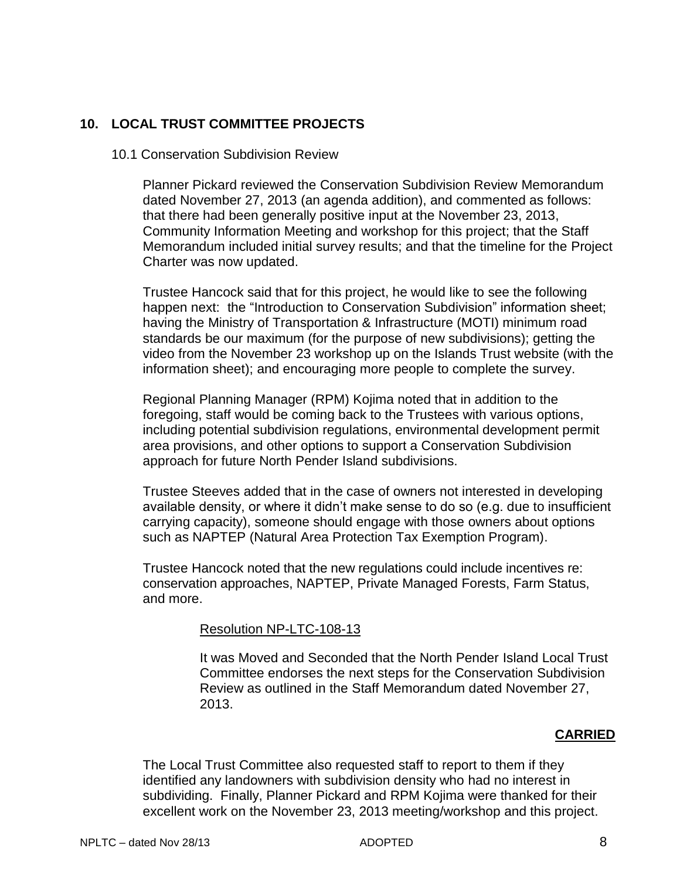## 10. LOCAL TRUST COMMITTEE PROJECTS

### 10.1 Conservation Subdivision Review

Planner Pickard reviewed the Conservation Subdivision Review Memorandum dated November 27, 2013 (an agenda addition), and commented as follows: that there had been generally positive input at the November 23, 2013, Community Information Meeting and workshop for this project; that the Staff Memorandum included initial survey results; and that the timeline for the Project Charter was now updated.

Trustee Hancock said that for this project, he would like to see the following happen next: the "Introduction to Conservation Subdivision" information sheet; having the Ministry of Transportation & Infrastructure (MOTI) minimum road standards be our maximum (for the purpose of new subdivisions); getting the video from the November 23 workshop up on the Islands Trust website (with the information sheet); and encouraging more people to complete the survey.

Regional Planning Manager (RPM) Kojima noted that in addition to the foregoing, staff would be coming back to the Trustees with various options, including potential subdivision regulations, environmental development permit area provisions, and other options to support a Conservation Subdivision approach for future North Pender Island subdivisions.

Trustee Steeves added that in the case of owners not interested in developing available density, or where it didn't make sense to do so (e.g. due to insufficient carrying capacity), someone should engage with those owners about options such as NAPTEP (Natural Area Protection Tax Exemption Program).

Trustee Hancock noted that the new regulations could include incentives re: conservation approaches, NAPTEP, Private Managed Forests, Farm Status, and more.

Resolution NP-LTC-108-13

It was Moved and Seconded that the North Pender Island Local Trust Committee endorses the next steps for the Conservation Subdivision Review as outlined in the Staff Memorandum dated November 27, 2013.

**CARRIED**

The Local Trust Committee also requested staff to report to them if they identified any landowners with subdivision density who had no interest in subdividing. Finally, Planner Pickard and RPM Kojima were thanked for their excellent work on the November 23, 2013 meeting/workshop and this project.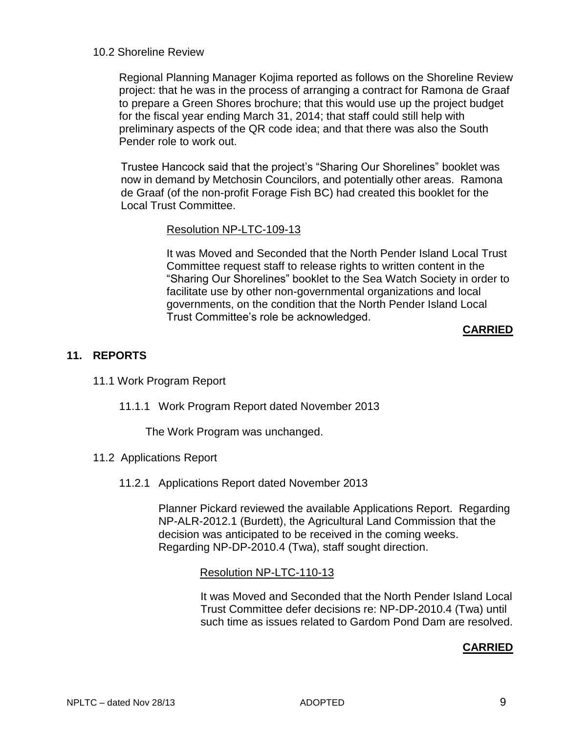10.2 Shoreline Review

Regional Planning Manager Kojima reported as follows on the Shoreline Review project: that he was in the process of arranging a contract for Ramona de Graaf to prepare a Green Shores brochure; that this would use up the project budget for the fiscal year ending March 31, 2014; that staff could still help with preliminary aspects of the QR code idea; and that there was also the South Pender role to work out.

Trustee Hancock said that the project's "Sharing Our Shorelines" booklet was now in demand by Metchosin Councilors, and potentially other areas. Ramona de Graaf (of the non-profit Forage Fish BC) had created this booklet for the Local Trust Committee.

Resolution NP-LTC-109-13

It was Moved and Seconded that the North Pender Island Local Trust Committee request staff to release rights to written content in the "Sharing Our Shorelines" booklet to the Sea Watch Society in order to facilitate use by other non-governmental organizations and local governments, on the condition that the North Pender Island Local Trust Committee's role be acknowledged.

**CARRIED**

## 11. REPORTS

11.1 Work Program Report

11.1.1 Work Program Report dated November 2013

The Work Program was unchanged.

11.2 Applications Report

11.2.1 Applications Report dated November 2013

Planner Pickard reviewed the available Applications Report. Regarding NP-ALR-2012.1 (Burdett), the Agricultural Land Commission that the decision was anticipated to be received in the coming weeks. Regarding NP-DP-2010.4 (Twa), staff sought direction.

Resolution NP-LTC-110-13

It was Moved and Seconded that the North Pender Island Local Trust Committee defer decisions re: NP-DP-2010.4 (Twa) until such time as issues related to Gardom Pond Dam are resolved.

**CARRIED**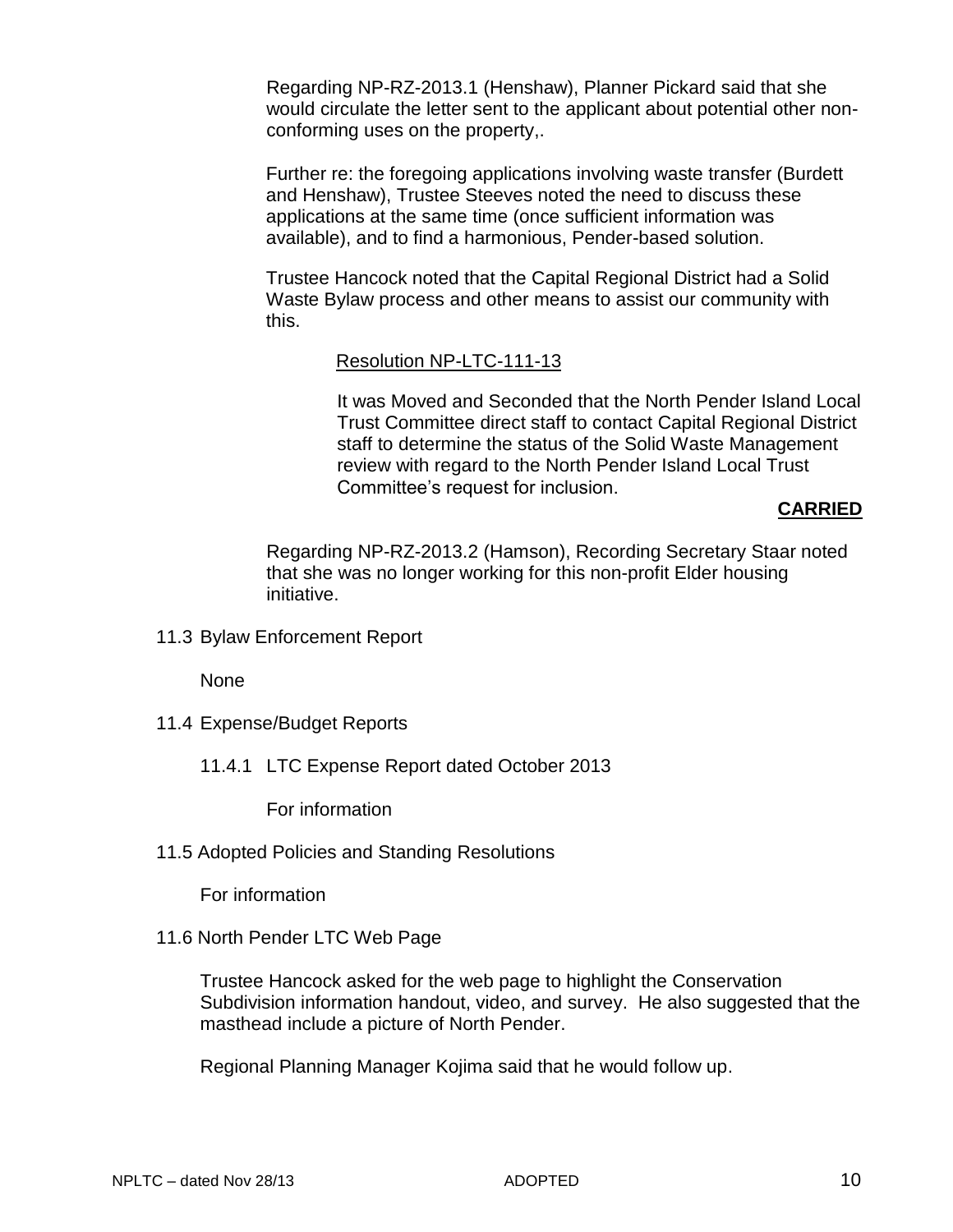Regarding NP-RZ-2013.1 (Henshaw), Planner Pickard said that she would circulate the letter sent to the applicant about potential other non-conforming uses on the property,.

Further re: the foregoing applications involving waste transfer (Burdett and Henshaw), Trustee Steeves noted the need to discuss these applications at the same time (once sufficient information was available), and to find a harmonious, Pender-based solution.

Trustee Hancock noted that the Capital Regional District had a Solid Waste Bylaw process and other means to assist our community with this.

Resolution NP-LTC-111-13

It was Moved and Seconded that the North Pender Island Local Trust Committee direct staff to contact Capital Regional District staff to determine the status of the Solid Waste Management review with regard to the North Pender Island Local Trust Committee's request for inclusion.

**CARRIED**

Regarding NP-RZ-2013.2 (Hamson), Recording Secretary Staar noted that she was no longer working for this non-profit Elder housing initiative.

11.3 Bylaw Enforcement Report

None

11.4 Expense/Budget Reports

11.4.1 LTC Expense Report dated October 2013

For information

11.5 Adopted Policies and Standing Resolutions

For information

11.6 North Pender LTC Web Page

Trustee Hancock asked for the web page to highlight the Conservation Subdivision information handout, video, and survey. He also suggested that the masthead include a picture of North Pender.

Regional Planning Manager Kojima said that he would follow up.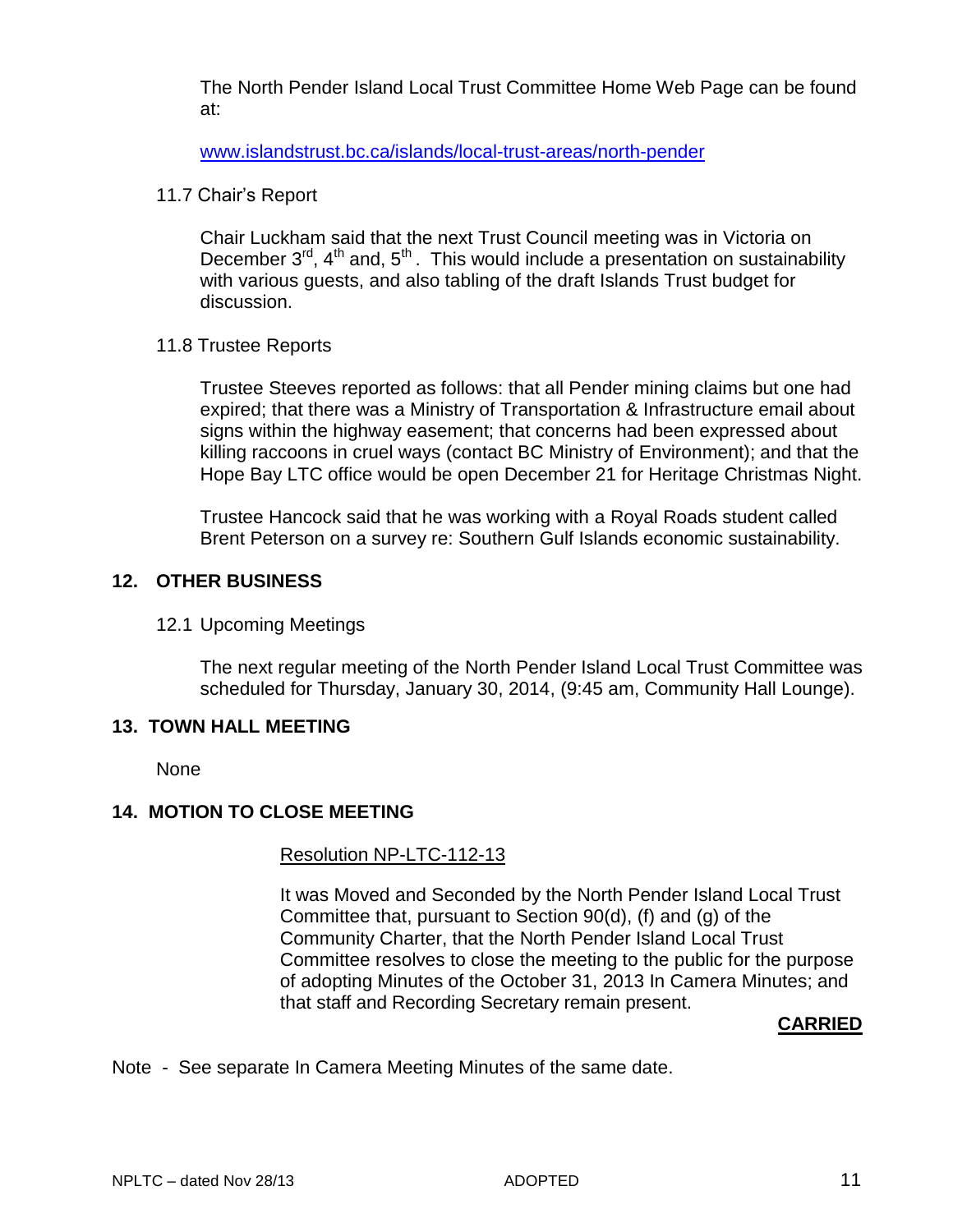The North Pender Island Local Trust Committee Home Web Page can be found at:

www.islandstrust.bc.ca/islands/local-trust-areas/north-pender

11.7 Chair's Report

Chair Luckham said that the next Trust Council meeting was in Victoria on December 3rd, 4th and, 5th. This would include a presentation on sustainability with various guests, and also tabling of the draft Islands Trust budget for discussion.

11.8 Trustee Reports

Trustee Steeves reported as follows: that all Pender mining claims but one had expired; that there was a Ministry of Transportation & Infrastructure email about signs within the highway easement; that concerns had been expressed about killing raccoons in cruel ways (contact BC Ministry of Environment); and that the Hope Bay LTC office would be open December 21 for Heritage Christmas Night.

Trustee Hancock said that he was working with a Royal Roads student called Brent Peterson on a survey re: Southern Gulf Islands economic sustainability.

## 12. OTHER BUSINESS

12.1 Upcoming Meetings

The next regular meeting of the North Pender Island Local Trust Committee was scheduled for Thursday, January 30, 2014, (9:45 am, Community Hall Lounge).

## 13. TOWN HALL MEETING

None

## 14. MOTION TO CLOSE MEETING

Resolution NP-LTC-112-13

It was Moved and Seconded by the North Pender Island Local Trust Committee that, pursuant to Section 90(d), (f) and (g) of the Community Charter, that the North Pender Island Local Trust Committee resolves to close the meeting to the public for the purpose of adopting Minutes of the October 31, 2013 In Camera Minutes; and that staff and Recording Secretary remain present.

**CARRIED**

Note - See separate In Camera Meeting Minutes of the same date.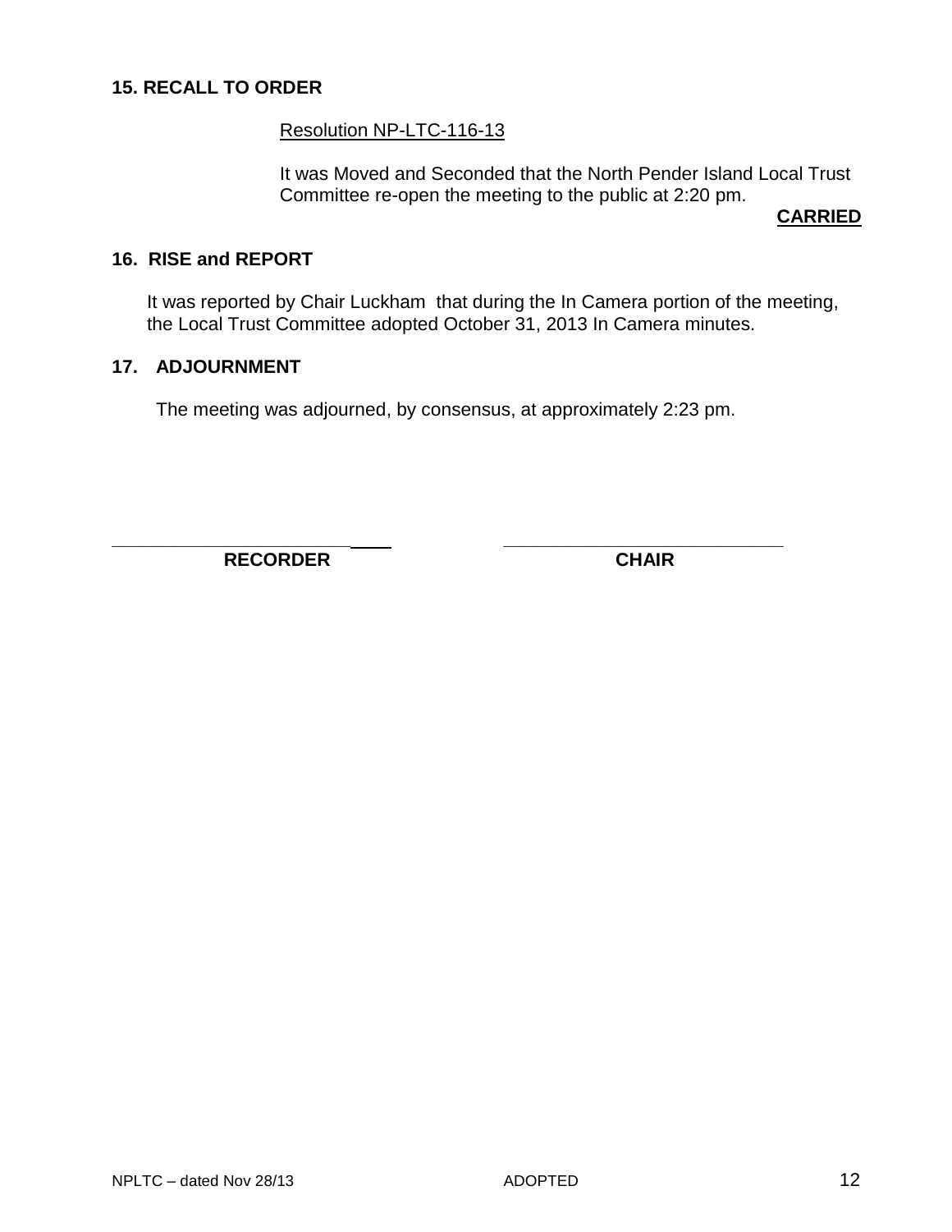## 15. RECALL TO ORDER

Resolution NP-LTC-116-13

It was Moved and Seconded that the North Pender Island Local Trust Committee re-open the meeting to the public at 2:20 pm.

**CARRIED**

## 16. RISE and REPORT

It was reported by Chair Luckham that during the In Camera portion of the meeting, the Local Trust Committee adopted October 31, 2013 In Camera minutes.

## 17. ADJOURNMENT

The meeting was adjourned, by consensus, at approximately 2:23 pm.

______________________________ ______________________________

**RECORDER** **CHAIR**